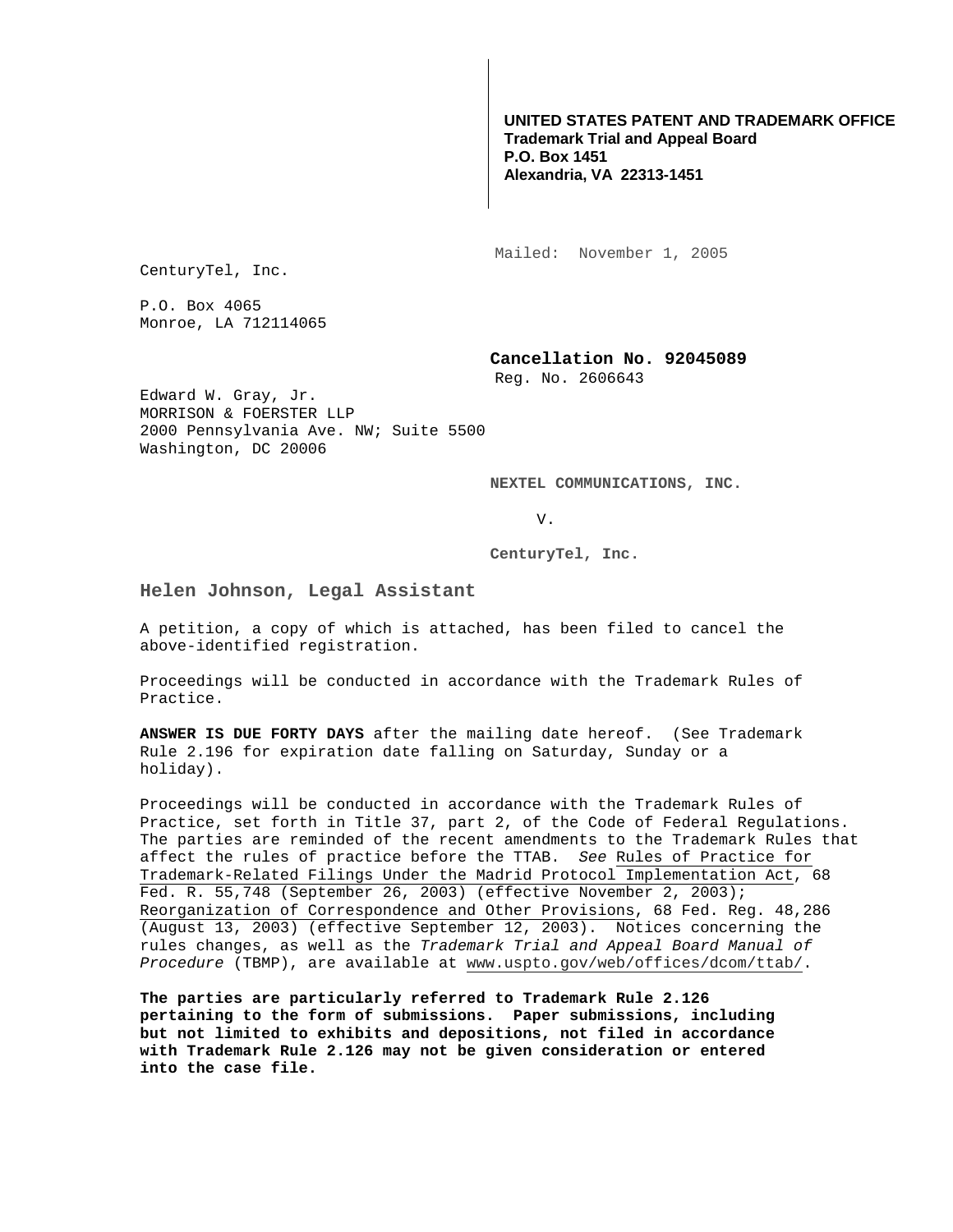**UNITED STATES PATENT AND TRADEMARK OFFICE**
**Trademark Trial and Appeal Board**
**P.O. Box 1451**
**Alexandria, VA 22313-1451**

Mailed: November 1, 2005

CenturyTel, Inc.

P.O. Box 4065
Monroe, LA 712114065

**Cancellation No. 92045089**
Reg. No. 2606643

Edward W. Gray, Jr.
MORRISON & FOERSTER LLP
2000 Pennsylvania Ave. NW; Suite 5500
Washington, DC 20006

**NEXTEL COMMUNICATIONS, INC.**

V.

**CenturyTel, Inc.**

**Helen Johnson, Legal Assistant**

A petition, a copy of which is attached, has been filed to cancel the above-identified registration.

Proceedings will be conducted in accordance with the Trademark Rules of Practice.

**ANSWER IS DUE FORTY DAYS** after the mailing date hereof. (See Trademark Rule 2.196 for expiration date falling on Saturday, Sunday or a holiday).

Proceedings will be conducted in accordance with the Trademark Rules of Practice, set forth in Title 37, part 2, of the Code of Federal Regulations. The parties are reminded of the recent amendments to the Trademark Rules that affect the rules of practice before the TTAB. *See* Rules of Practice for Trademark-Related Filings Under the Madrid Protocol Implementation Act, 68 Fed. R. 55,748 (September 26, 2003) (effective November 2, 2003); Reorganization of Correspondence and Other Provisions, 68 Fed. Reg. 48,286 (August 13, 2003) (effective September 12, 2003). Notices concerning the rules changes, as well as the *Trademark Trial and Appeal Board Manual of Procedure* (TBMP), are available at www.uspto.gov/web/offices/dcom/ttab/.

**The parties are particularly referred to Trademark Rule 2.126 pertaining to the form of submissions. Paper submissions, including but not limited to exhibits and depositions, not filed in accordance with Trademark Rule 2.126 may not be given consideration or entered into the case file.**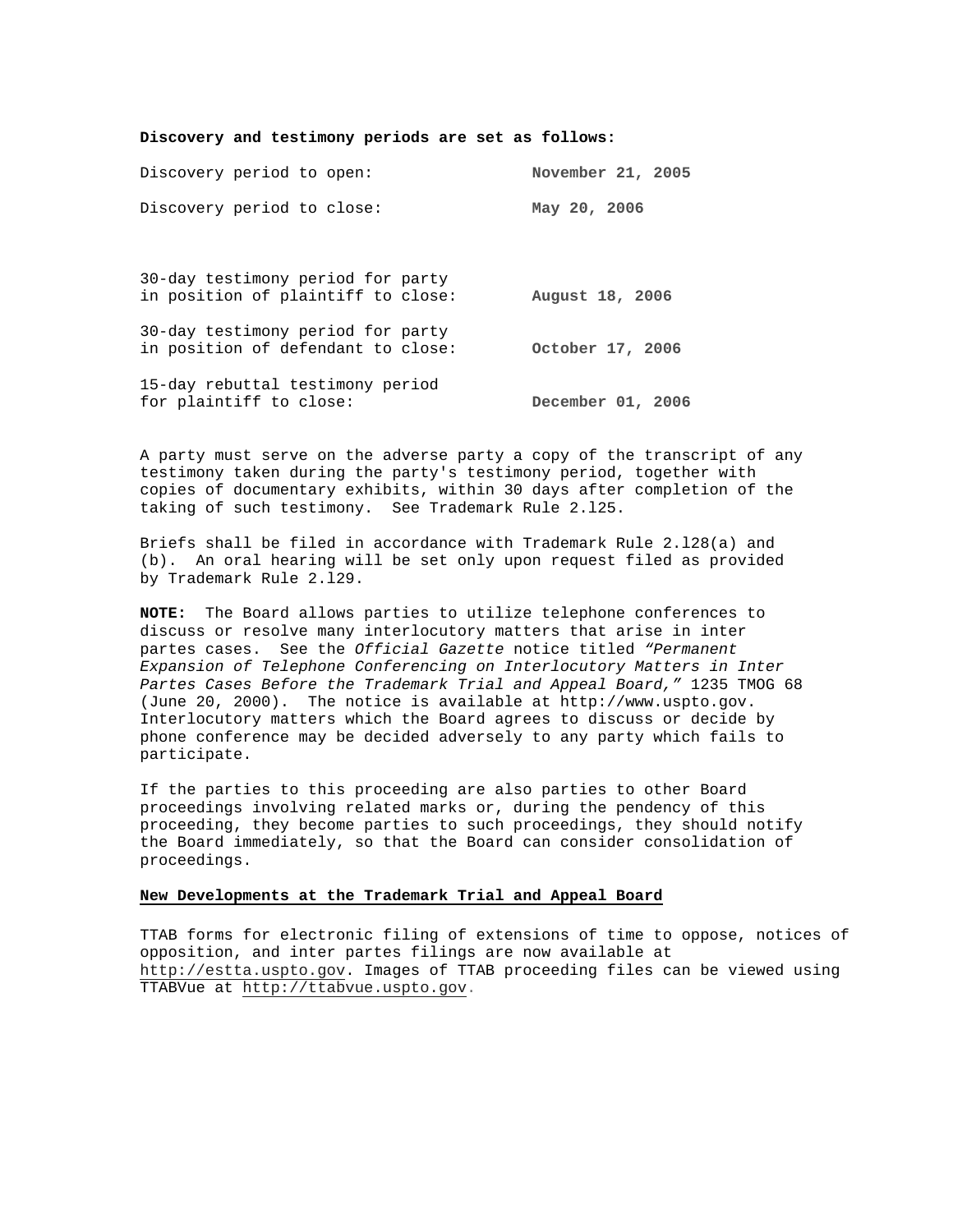**Discovery and testimony periods are set as follows:**

| | |
|---|---|
| Discovery period to open: | **November 21, 2005** |
| Discovery period to close: | **May 20, 2006** |
| 30-day testimony period for party in position of plaintiff to close: | **August 18, 2006** |
| 30-day testimony period for party in position of defendant to close: | **October 17, 2006** |
| 15-day rebuttal testimony period for plaintiff to close: | **December 01, 2006** |

A party must serve on the adverse party a copy of the transcript of any testimony taken during the party's testimony period, together with copies of documentary exhibits, within 30 days after completion of the taking of such testimony. See Trademark Rule 2.l25.

Briefs shall be filed in accordance with Trademark Rule 2.l28(a) and (b). An oral hearing will be set only upon request filed as provided by Trademark Rule 2.l29.

**NOTE:** The Board allows parties to utilize telephone conferences to discuss or resolve many interlocutory matters that arise in inter partes cases. See the *Official Gazette* notice titled *"Permanent Expansion of Telephone Conferencing on Interlocutory Matters in Inter Partes Cases Before the Trademark Trial and Appeal Board,"* 1235 TMOG 68 (June 20, 2000). The notice is available at http://www.uspto.gov. Interlocutory matters which the Board agrees to discuss or decide by phone conference may be decided adversely to any party which fails to participate.

If the parties to this proceeding are also parties to other Board proceedings involving related marks or, during the pendency of this proceeding, they become parties to such proceedings, they should notify the Board immediately, so that the Board can consider consolidation of proceedings.

**New Developments at the Trademark Trial and Appeal Board**

TTAB forms for electronic filing of extensions of time to oppose, notices of opposition, and inter partes filings are now available at http://estta.uspto.gov. Images of TTAB proceeding files can be viewed using TTABVue at http://ttabvue.uspto.gov.